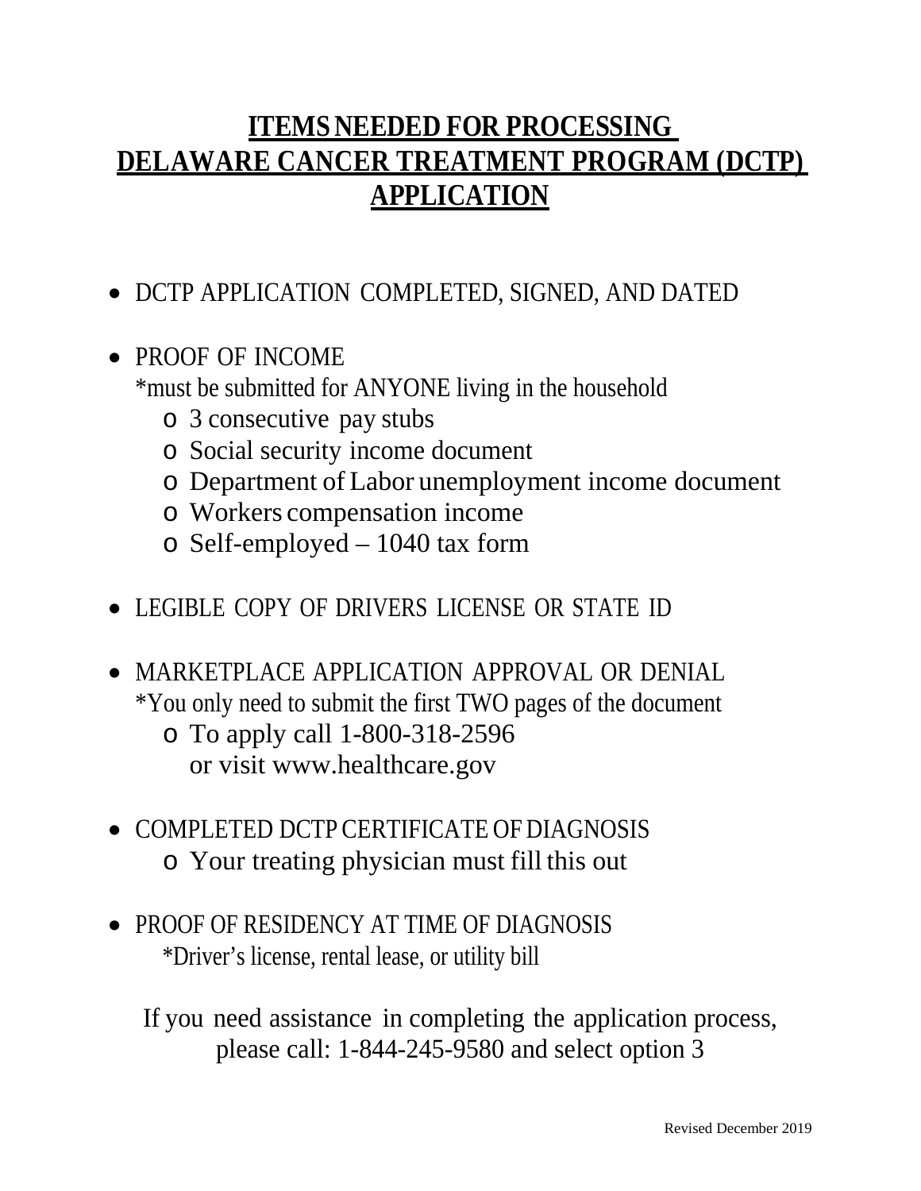# ITEMS NEEDED FOR PROCESSING DELAWARE CANCER TREATMENT PROGRAM (DCTP) APPLICATION

- DCTP APPLICATION COMPLETED, SIGNED, AND DATED
- PROOF OF INCOME
  *must be submitted for ANYONE living in the household
  - 3 consecutive pay stubs
  - Social security income document
  - Department of Labor unemployment income document
  - Workers compensation income
  - Self-employed – 1040 tax form
- LEGIBLE COPY OF DRIVERS LICENSE OR STATE ID
- MARKETPLACE APPLICATION APPROVAL OR DENIAL
  *You only need to submit the first TWO pages of the document
  - To apply call 1-800-318-2596
    or visit www.healthcare.gov
- COMPLETED DCTP CERTIFICATE OF DIAGNOSIS
  - Your treating physician must fill this out
- PROOF OF RESIDENCY AT TIME OF DIAGNOSIS
  *Driver's license, rental lease, or utility bill

If you need assistance in completing the application process, please call: 1-844-245-9580 and select option 3

Revised December 2019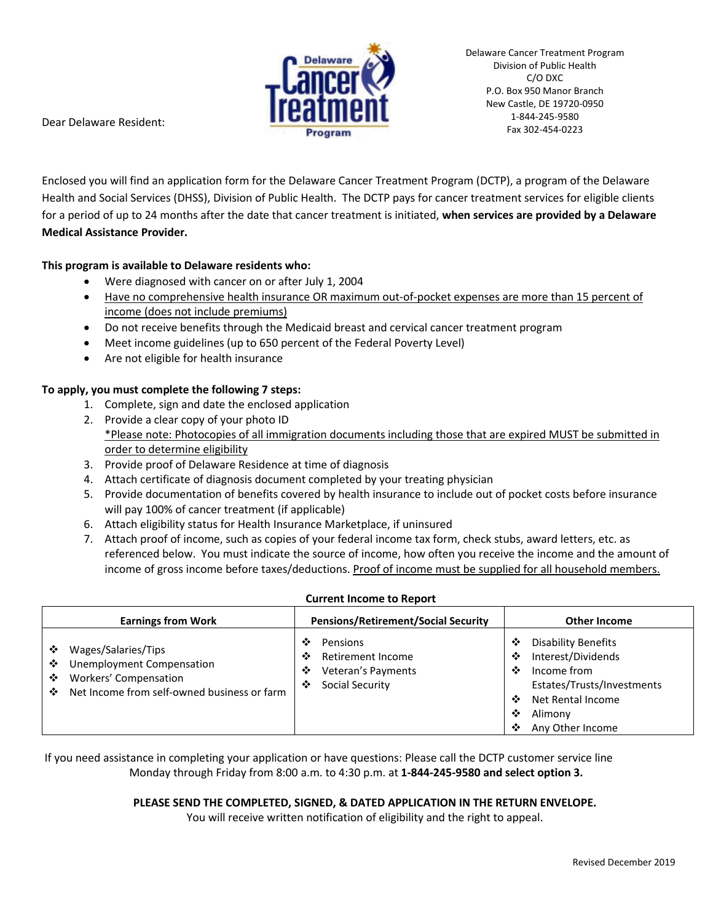Delaware Cancer Treatment Program
Division of Public Health
C/O DXC
P.O. Box 950 Manor Branch
New Castle, DE 19720-0950
1-844-245-9580
Fax 302-454-0223

Dear Delaware Resident:

Enclosed you will find an application form for the Delaware Cancer Treatment Program (DCTP), a program of the Delaware Health and Social Services (DHSS), Division of Public Health. The DCTP pays for cancer treatment services for eligible clients for a period of up to 24 months after the date that cancer treatment is initiated, **when services are provided by a Delaware Medical Assistance Provider.**

**This program is available to Delaware residents who:**

- Were diagnosed with cancer on or after July 1, 2004
- Have no comprehensive health insurance OR maximum out-of-pocket expenses are more than 15 percent of income (does not include premiums)
- Do not receive benefits through the Medicaid breast and cervical cancer treatment program
- Meet income guidelines (up to 650 percent of the Federal Poverty Level)
- Are not eligible for health insurance

**To apply, you must complete the following 7 steps:**

1. Complete, sign and date the enclosed application
2. Provide a clear copy of your photo ID
   *Please note: Photocopies of all immigration documents including those that are expired MUST be submitted in order to determine eligibility
3. Provide proof of Delaware Residence at time of diagnosis
4. Attach certificate of diagnosis document completed by your treating physician
5. Provide documentation of benefits covered by health insurance to include out of pocket costs before insurance will pay 100% of cancer treatment (if applicable)
6. Attach eligibility status for Health Insurance Marketplace, if uninsured
7. Attach proof of income, such as copies of your federal income tax form, check stubs, award letters, etc. as referenced below. You must indicate the source of income, how often you receive the income and the amount of income of gross income before taxes/deductions. Proof of income must be supplied for all household members.

**Current Income to Report**

| Earnings from Work | Pensions/Retirement/Social Security | Other Income |
|---|---|---|
| ❖ Wages/Salaries/Tips<br>❖ Unemployment Compensation<br>❖ Workers' Compensation<br>❖ Net Income from self-owned business or farm | ❖ Pensions<br>❖ Retirement Income<br>❖ Veteran's Payments<br>❖ Social Security | ❖ Disability Benefits<br>❖ Interest/Dividends<br>❖ Income from Estates/Trusts/Investments<br>❖ Net Rental Income<br>❖ Alimony<br>❖ Any Other Income |

If you need assistance in completing your application or have questions: Please call the DCTP customer service line Monday through Friday from 8:00 a.m. to 4:30 p.m. at **1-844-245-9580 and select option 3.**

**PLEASE SEND THE COMPLETED, SIGNED, & DATED APPLICATION IN THE RETURN ENVELOPE.**
You will receive written notification of eligibility and the right to appeal.

Revised December 2019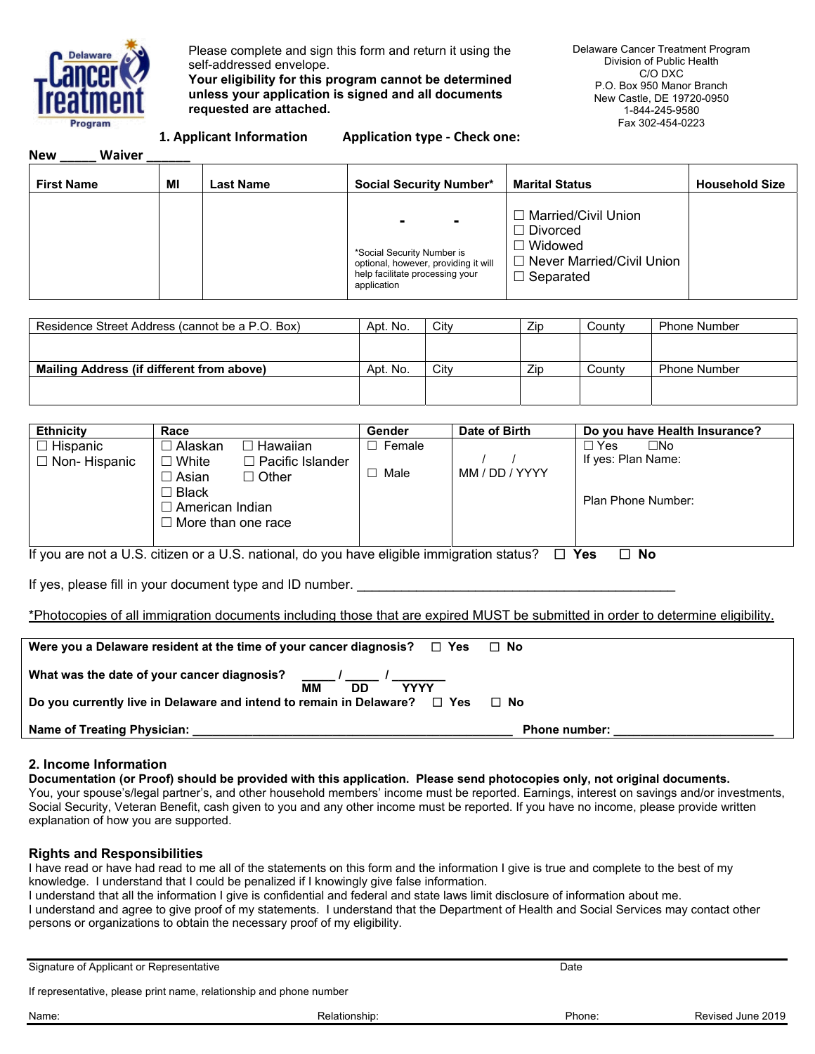Please complete and sign this form and return it using the self-addressed envelope.
**Your eligibility for this program cannot be determined unless your application is signed and all documents requested are attached.**

Delaware Cancer Treatment Program
Division of Public Health
C/O DXC
P.O. Box 950 Manor Branch
New Castle, DE 19720-0950
1-844-245-9580
Fax 302-454-0223

## 1. Applicant Information

**Application type - Check one:**

**New _____ Waiver ______**

| First Name | MI | Last Name | Social Security Number* | Marital Status | Household Size |
|---|---|---|---|---|---|
| | | | - - <br>*Social Security Number is optional, however, providing it will help facilitate processing your application | ☐ Married/Civil Union<br>☐ Divorced<br>☐ Widowed<br>☐ Never Married/Civil Union<br>☐ Separated | |

| Residence Street Address (cannot be a P.O. Box) | Apt. No. | City | Zip | County | Phone Number |
|---|---|---|---|---|---|
| | | | | | |
| **Mailing Address (if different from above)** | Apt. No. | City | Zip | County | Phone Number |
| | | | | | |

| Ethnicity | Race | Gender | Date of Birth | Do you have Health Insurance? |
|---|---|---|---|---|
| ☐ Hispanic<br>☐ Non- Hispanic | ☐ Alaskan ☐ Hawaiian<br>☐ White ☐ Pacific Islander<br>☐ Asian ☐ Other<br>☐ Black<br>☐ American Indian<br>☐ More than one race | ☐ Female<br>☐ Male | / / <br>MM / DD / YYYY | ☐ Yes ☐No<br>If yes: Plan Name:<br><br>Plan Phone Number: |

If you are not a U.S. citizen or a U.S. national, do you have eligible immigration status? ☐ **Yes** ☐ **No**

If yes, please fill in your document type and ID number. ____________________________________________

*Photocopies of all immigration documents including those that are expired MUST be submitted in order to determine eligibility.

**Were you a Delaware resident at the time of your cancer diagnosis?** ☐ **Yes** ☐ **No**

**What was the date of your cancer diagnosis?** _____ / _____ / ________
**MM DD YYYY**

**Do you currently live in Delaware and intend to remain in Delaware?** ☐ **Yes** ☐ **No**

**Name of Treating Physician:** ________________________________________________ **Phone number:** ________________________

## 2. Income Information

**Documentation (or Proof) should be provided with this application. Please send photocopies only, not original documents.**
You, your spouse's/legal partner's, and other household members' income must be reported. Earnings, interest on savings and/or investments, Social Security, Veteran Benefit, cash given to you and any other income must be reported. If you have no income, please provide written explanation of how you are supported.

## Rights and Responsibilities

I have read or have had read to me all of the statements on this form and the information I give is true and complete to the best of my knowledge. I understand that I could be penalized if I knowingly give false information.
I understand that all the information I give is confidential and federal and state laws limit disclosure of information about me.
I understand and agree to give proof of my statements. I understand that the Department of Health and Social Services may contact other persons or organizations to obtain the necessary proof of my eligibility.

Signature of Applicant or Representative Date

If representative, please print name, relationship and phone number

Name: Relationship: Phone:

Revised June 2019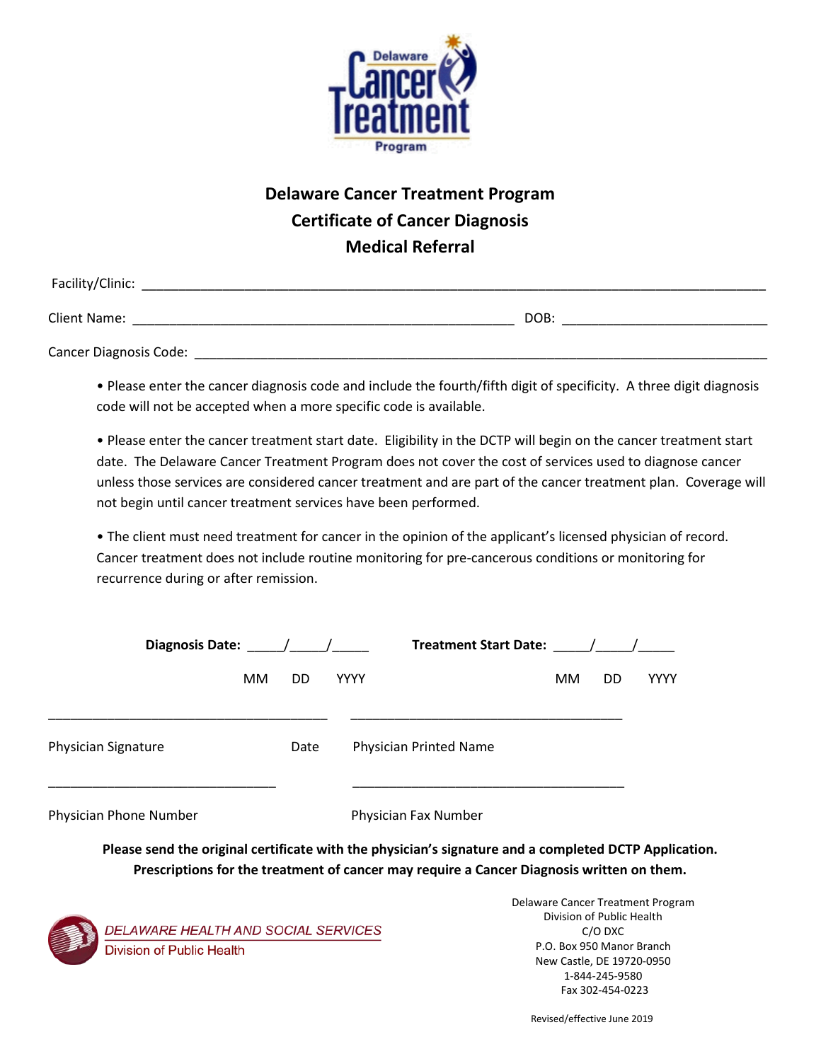# Delaware Cancer Treatment Program
## Certificate of Cancer Diagnosis
## Medical Referral

Facility/Clinic: ______________________________________________________________________________

Client Name: _______________________________________________ DOB: _________________________

Cancer Diagnosis Code: ________________________________________________________________________

- Please enter the cancer diagnosis code and include the fourth/fifth digit of specificity. A three digit diagnosis code will not be accepted when a more specific code is available.

- Please enter the cancer treatment start date. Eligibility in the DCTP will begin on the cancer treatment start date. The Delaware Cancer Treatment Program does not cover the cost of services used to diagnose cancer unless those services are considered cancer treatment and are part of the cancer treatment plan. Coverage will not begin until cancer treatment services have been performed.

- The client must need treatment for cancer in the opinion of the applicant's licensed physician of record. Cancer treatment does not include routine monitoring for pre-cancerous conditions or monitoring for recurrence during or after remission.

**Diagnosis Date:** _____/_____/_____ **Treatment Start Date:** _____/_____/_____

MM DD YYYY MM DD YYYY

___________________________________ ___________________________________

Physician Signature Date Physician Printed Name

___________________________ ___________________________________

Physician Phone Number Physician Fax Number

**Please send the original certificate with the physician's signature and a completed DCTP Application. Prescriptions for the treatment of cancer may require a Cancer Diagnosis written on them.**

*DELAWARE HEALTH AND SOCIAL SERVICES*
Division of Public Health

Delaware Cancer Treatment Program
Division of Public Health
C/O DXC
P.O. Box 950 Manor Branch
New Castle, DE 19720-0950
1-844-245-9580
Fax 302-454-0223

Revised/effective June 2019